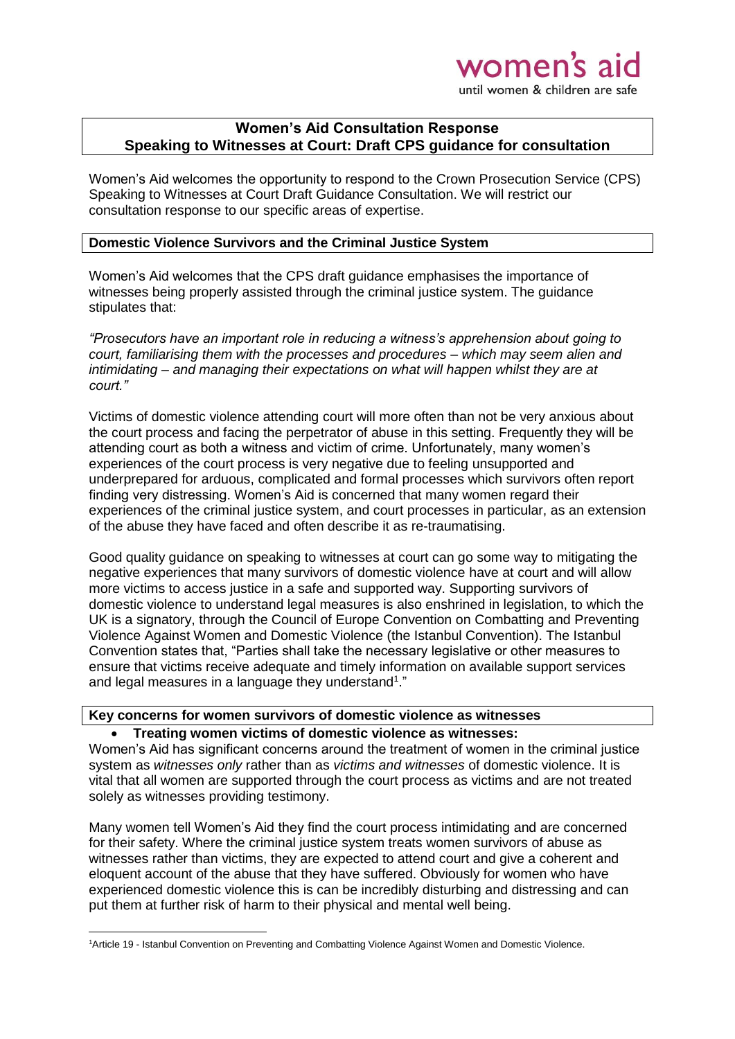women's aid
until women & children are safe

## Women's Aid Consultation Response
## Speaking to Witnesses at Court: Draft CPS guidance for consultation

Women's Aid welcomes the opportunity to respond to the Crown Prosecution Service (CPS) Speaking to Witnesses at Court Draft Guidance Consultation. We will restrict our consultation response to our specific areas of expertise.

### Domestic Violence Survivors and the Criminal Justice System

Women's Aid welcomes that the CPS draft guidance emphasises the importance of witnesses being properly assisted through the criminal justice system. The guidance stipulates that:

*"Prosecutors have an important role in reducing a witness's apprehension about going to court, familiarising them with the processes and procedures – which may seem alien and intimidating – and managing their expectations on what will happen whilst they are at court."*

Victims of domestic violence attending court will more often than not be very anxious about the court process and facing the perpetrator of abuse in this setting. Frequently they will be attending court as both a witness and victim of crime. Unfortunately, many women's experiences of the court process is very negative due to feeling unsupported and underprepared for arduous, complicated and formal processes which survivors often report finding very distressing. Women's Aid is concerned that many women regard their experiences of the criminal justice system, and court processes in particular, as an extension of the abuse they have faced and often describe it as re-traumatising.

Good quality guidance on speaking to witnesses at court can go some way to mitigating the negative experiences that many survivors of domestic violence have at court and will allow more victims to access justice in a safe and supported way. Supporting survivors of domestic violence to understand legal measures is also enshrined in legislation, to which the UK is a signatory, through the Council of Europe Convention on Combatting and Preventing Violence Against Women and Domestic Violence (the Istanbul Convention). The Istanbul Convention states that, "Parties shall take the necessary legislative or other measures to ensure that victims receive adequate and timely information on available support services and legal measures in a language they understand[1]."

### Key concerns for women survivors of domestic violence as witnesses

- **Treating women victims of domestic violence as witnesses:**

Women's Aid has significant concerns around the treatment of women in the criminal justice system as *witnesses only* rather than as *victims and witnesses* of domestic violence. It is vital that all women are supported through the court process as victims and are not treated solely as witnesses providing testimony.

Many women tell Women's Aid they find the court process intimidating and are concerned for their safety. Where the criminal justice system treats women survivors of abuse as witnesses rather than victims, they are expected to attend court and give a coherent and eloquent account of the abuse that they have suffered. Obviously for women who have experienced domestic violence this is can be incredibly disturbing and distressing and can put them at further risk of harm to their physical and mental well being.

[1] Article 19 - Istanbul Convention on Preventing and Combatting Violence Against Women and Domestic Violence.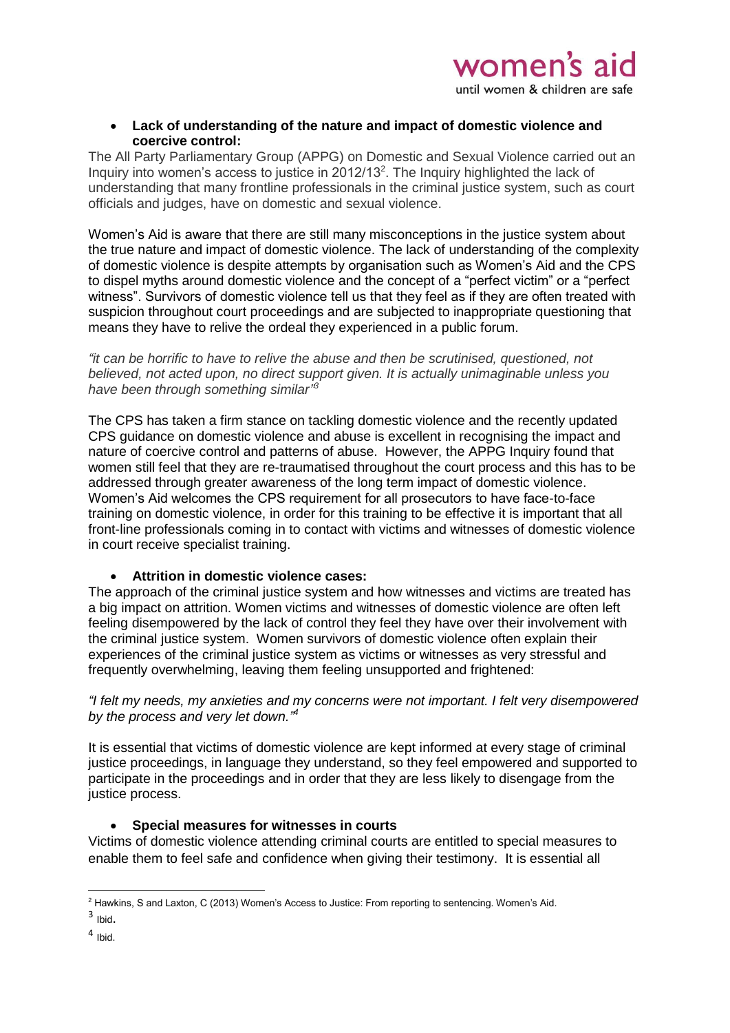- **Lack of understanding of the nature and impact of domestic violence and coercive control:**

The All Party Parliamentary Group (APPG) on Domestic and Sexual Violence carried out an Inquiry into women's access to justice in 2012/13[2]. The Inquiry highlighted the lack of understanding that many frontline professionals in the criminal justice system, such as court officials and judges, have on domestic and sexual violence.

Women's Aid is aware that there are still many misconceptions in the justice system about the true nature and impact of domestic violence. The lack of understanding of the complexity of domestic violence is despite attempts by organisation such as Women's Aid and the CPS to dispel myths around domestic violence and the concept of a "perfect victim" or a "perfect witness". Survivors of domestic violence tell us that they feel as if they are often treated with suspicion throughout court proceedings and are subjected to inappropriate questioning that means they have to relive the ordeal they experienced in a public forum.

*"it can be horrific to have to relive the abuse and then be scrutinised, questioned, not believed, not acted upon, no direct support given. It is actually unimaginable unless you have been through something similar"*[3]

The CPS has taken a firm stance on tackling domestic violence and the recently updated CPS guidance on domestic violence and abuse is excellent in recognising the impact and nature of coercive control and patterns of abuse. However, the APPG Inquiry found that women still feel that they are re-traumatised throughout the court process and this has to be addressed through greater awareness of the long term impact of domestic violence. Women's Aid welcomes the CPS requirement for all prosecutors to have face-to-face training on domestic violence, in order for this training to be effective it is important that all front-line professionals coming in to contact with victims and witnesses of domestic violence in court receive specialist training.

- **Attrition in domestic violence cases:**

The approach of the criminal justice system and how witnesses and victims are treated has a big impact on attrition. Women victims and witnesses of domestic violence are often left feeling disempowered by the lack of control they feel they have over their involvement with the criminal justice system. Women survivors of domestic violence often explain their experiences of the criminal justice system as victims or witnesses as very stressful and frequently overwhelming, leaving them feeling unsupported and frightened:

*"I felt my needs, my anxieties and my concerns were not important. I felt very disempowered by the process and very let down."*[4]

It is essential that victims of domestic violence are kept informed at every stage of criminal justice proceedings, in language they understand, so they feel empowered and supported to participate in the proceedings and in order that they are less likely to disengage from the justice process.

- **Special measures for witnesses in courts**

Victims of domestic violence attending criminal courts are entitled to special measures to enable them to feel safe and confidence when giving their testimony. It is essential all

---

[2] Hawkins, S and Laxton, C (2013) Women's Access to Justice: From reporting to sentencing. Women's Aid.

[3] Ibid.

[4] Ibid.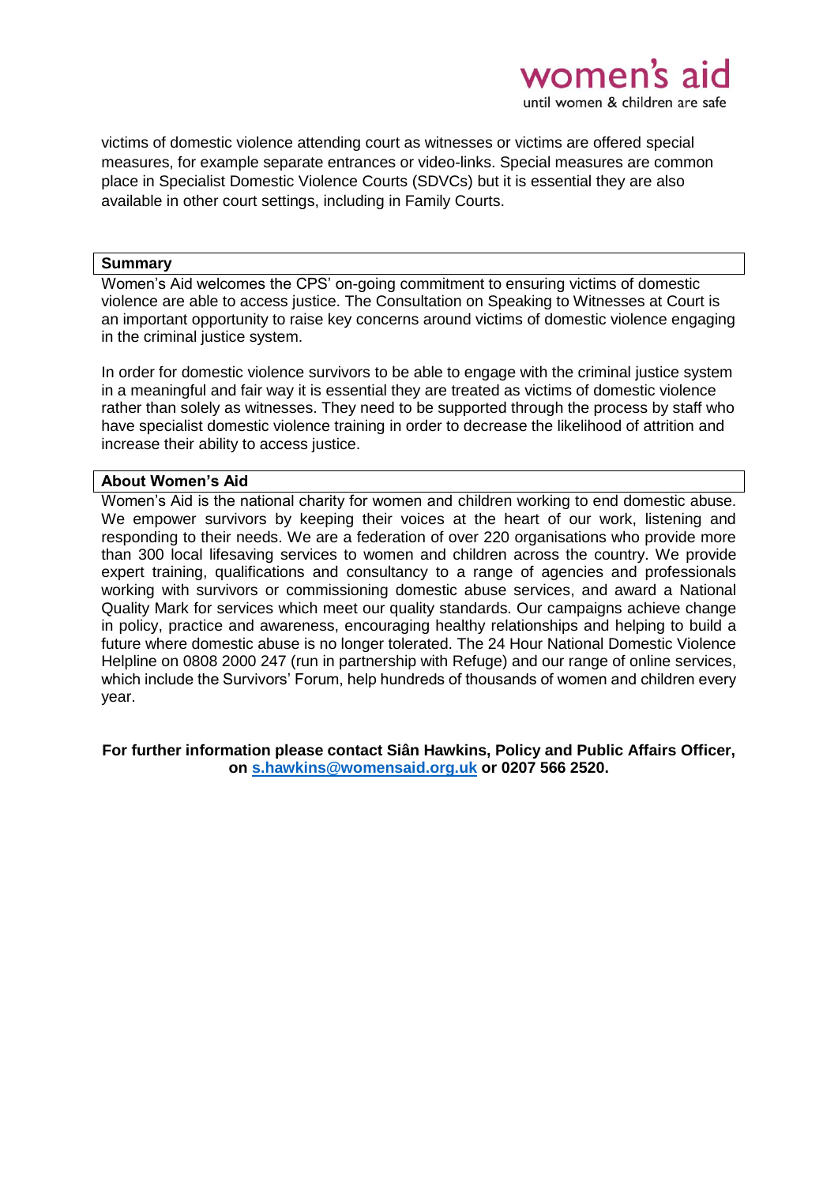victims of domestic violence attending court as witnesses or victims are offered special measures, for example separate entrances or video-links. Special measures are common place in Specialist Domestic Violence Courts (SDVCs) but it is essential they are also available in other court settings, including in Family Courts.

## Summary

Women's Aid welcomes the CPS' on-going commitment to ensuring victims of domestic violence are able to access justice. The Consultation on Speaking to Witnesses at Court is an important opportunity to raise key concerns around victims of domestic violence engaging in the criminal justice system.

In order for domestic violence survivors to be able to engage with the criminal justice system in a meaningful and fair way it is essential they are treated as victims of domestic violence rather than solely as witnesses. They need to be supported through the process by staff who have specialist domestic violence training in order to decrease the likelihood of attrition and increase their ability to access justice.

## About Women's Aid

Women's Aid is the national charity for women and children working to end domestic abuse. We empower survivors by keeping their voices at the heart of our work, listening and responding to their needs. We are a federation of over 220 organisations who provide more than 300 local lifesaving services to women and children across the country. We provide expert training, qualifications and consultancy to a range of agencies and professionals working with survivors or commissioning domestic abuse services, and award a National Quality Mark for services which meet our quality standards. Our campaigns achieve change in policy, practice and awareness, encouraging healthy relationships and helping to build a future where domestic abuse is no longer tolerated. The 24 Hour National Domestic Violence Helpline on 0808 2000 247 (run in partnership with Refuge) and our range of online services, which include the Survivors' Forum, help hundreds of thousands of women and children every year.

**For further information please contact Siân Hawkins, Policy and Public Affairs Officer, on [s.hawkins@womensaid.org.uk](mailto:s.hawkins@womensaid.org.uk) or 0207 566 2520.**